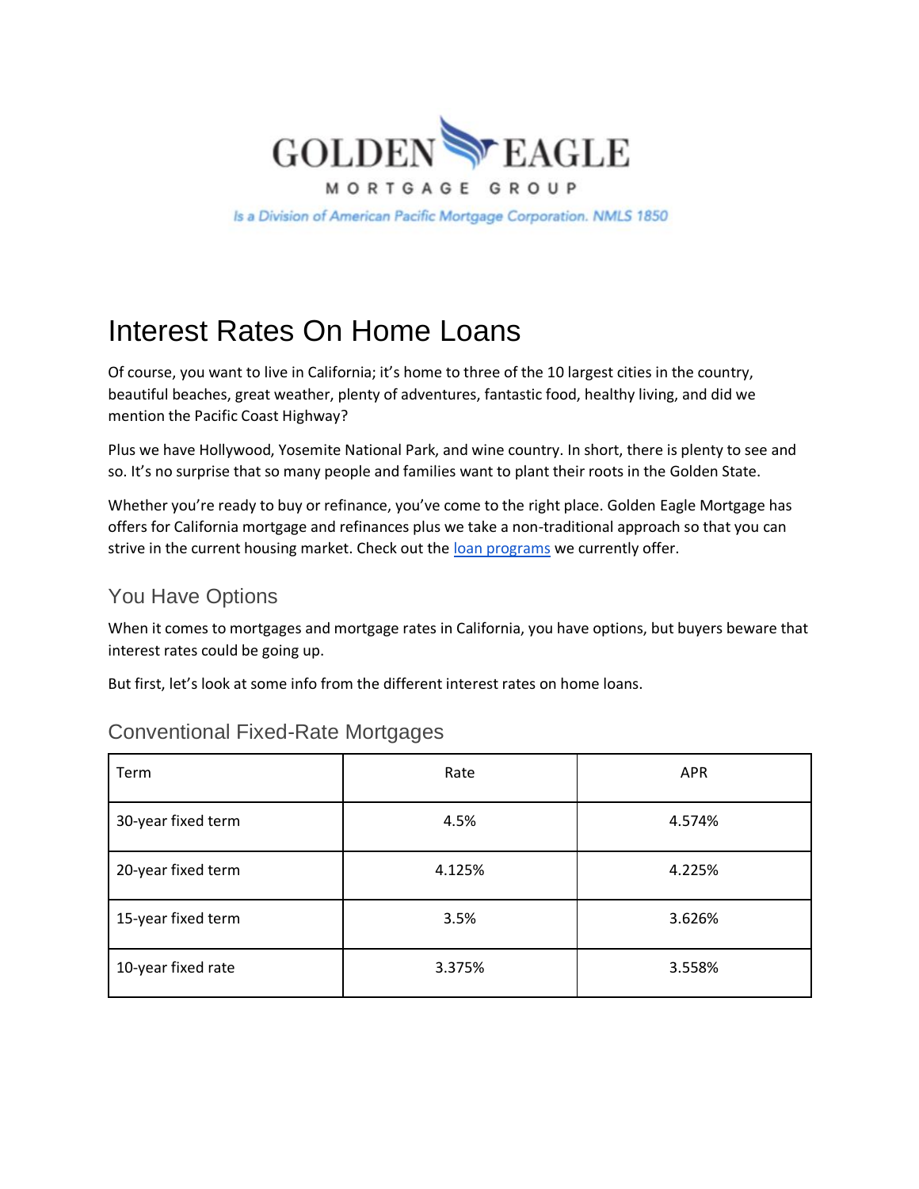GOLDEN EAGLE

MORTGAGE GROUP

*Is a Division of American Pacific Mortgage Corporation. NMLS 1850*

# Interest Rates On Home Loans

Of course, you want to live in California; it's home to three of the 10 largest cities in the country, beautiful beaches, great weather, plenty of adventures, fantastic food, healthy living, and did we mention the Pacific Coast Highway?

Plus we have Hollywood, Yosemite National Park, and wine country. In short, there is plenty to see and so. It's no surprise that so many people and families want to plant their roots in the Golden State.

Whether you're ready to buy or refinance, you've come to the right place. Golden Eagle Mortgage has offers for California mortgage and refinances plus we take a non-traditional approach so that you can strive in the current housing market. Check out the loan programs we currently offer.

## You Have Options

When it comes to mortgages and mortgage rates in California, you have options, but buyers beware that interest rates could be going up.

But first, let's look at some info from the different interest rates on home loans.

## Conventional Fixed-Rate Mortgages

| Term | Rate | APR |
|---|---|---|
| 30-year fixed term | 4.5% | 4.574% |
| 20-year fixed term | 4.125% | 4.225% |
| 15-year fixed term | 3.5% | 3.626% |
| 10-year fixed rate | 3.375% | 3.558% |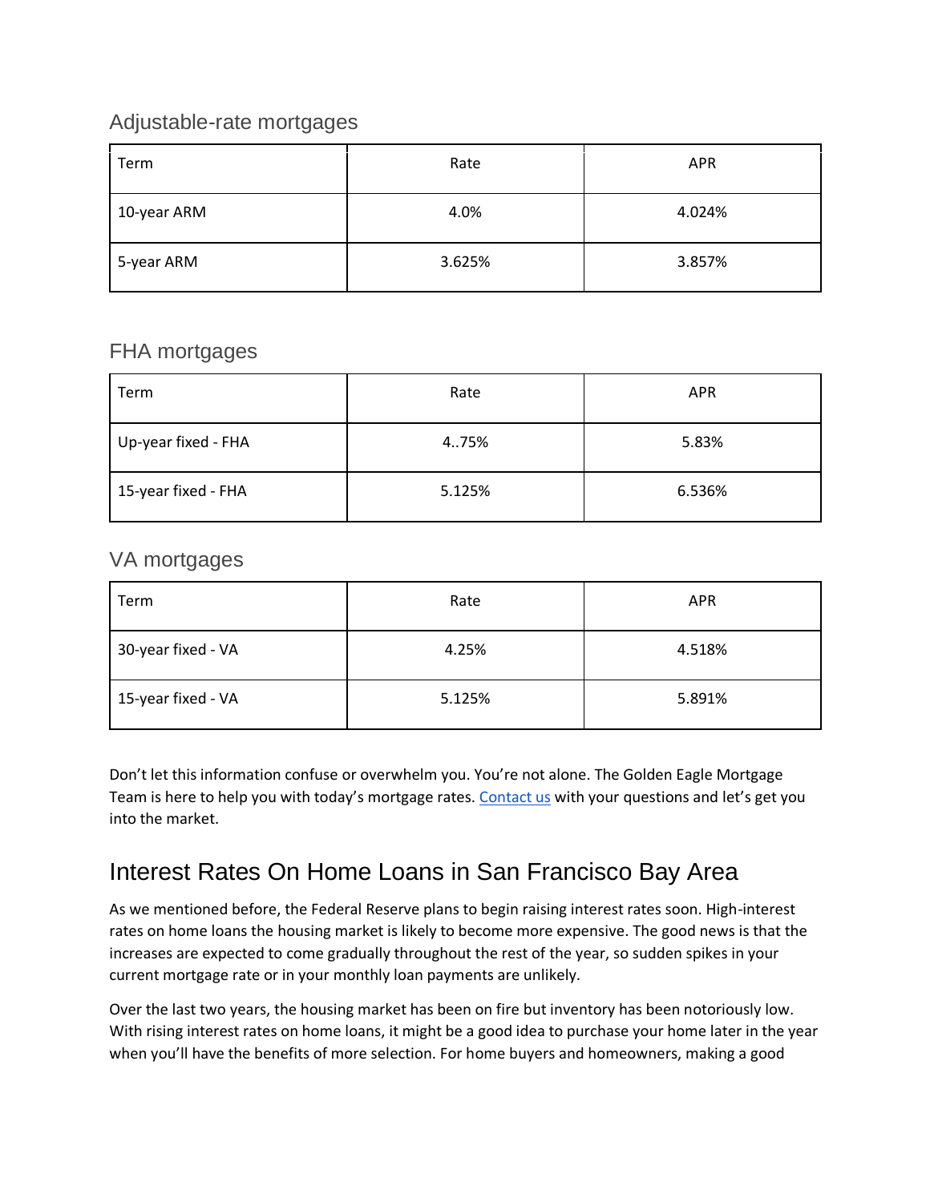### Adjustable-rate mortgages

| Term | Rate | APR |
| --- | --- | --- |
| 10-year ARM | 4.0% | 4.024% |
| 5-year ARM | 3.625% | 3.857% |

### FHA mortgages

| Term | Rate | APR |
| --- | --- | --- |
| Up-year fixed - FHA | 4..75% | 5.83% |
| 15-year fixed - FHA | 5.125% | 6.536% |

### VA mortgages

| Term | Rate | APR |
| --- | --- | --- |
| 30-year fixed - VA | 4.25% | 4.518% |
| 15-year fixed - VA | 5.125% | 5.891% |

Don't let this information confuse or overwhelm you. You're not alone. The Golden Eagle Mortgage Team is here to help you with today's mortgage rates. [Contact us]() with your questions and let's get you into the market.

## Interest Rates On Home Loans in San Francisco Bay Area

As we mentioned before, the Federal Reserve plans to begin raising interest rates soon. High-interest rates on home loans the housing market is likely to become more expensive. The good news is that the increases are expected to come gradually throughout the rest of the year, so sudden spikes in your current mortgage rate or in your monthly loan payments are unlikely.

Over the last two years, the housing market has been on fire but inventory has been notoriously low. With rising interest rates on home loans, it might be a good idea to purchase your home later in the year when you'll have the benefits of more selection. For home buyers and homeowners, making a good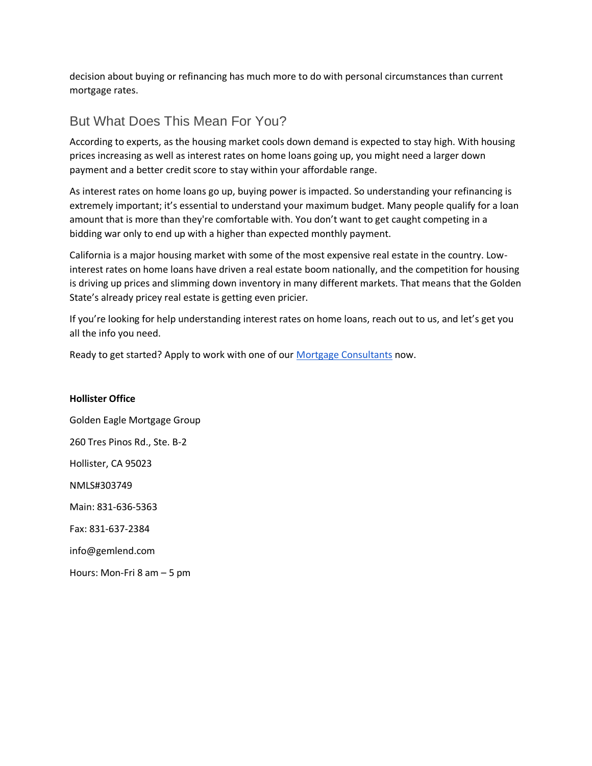decision about buying or refinancing has much more to do with personal circumstances than current mortgage rates.

## But What Does This Mean For You?

According to experts, as the housing market cools down demand is expected to stay high. With housing prices increasing as well as interest rates on home loans going up, you might need a larger down payment and a better credit score to stay within your affordable range.

As interest rates on home loans go up, buying power is impacted. So understanding your refinancing is extremely important; it's essential to understand your maximum budget. Many people qualify for a loan amount that is more than they're comfortable with. You don't want to get caught competing in a bidding war only to end up with a higher than expected monthly payment.

California is a major housing market with some of the most expensive real estate in the country. Low-interest rates on home loans have driven a real estate boom nationally, and the competition for housing is driving up prices and slimming down inventory in many different markets. That means that the Golden State's already pricey real estate is getting even pricier.

If you're looking for help understanding interest rates on home loans, reach out to us, and let's get you all the info you need.

Ready to get started? Apply to work with one of our Mortgage Consultants now.

**Hollister Office**

Golden Eagle Mortgage Group

260 Tres Pinos Rd., Ste. B-2

Hollister, CA 95023

NMLS#303749

Main: 831-636-5363

Fax: 831-637-2384

info@gemlend.com

Hours: Mon-Fri 8 am – 5 pm